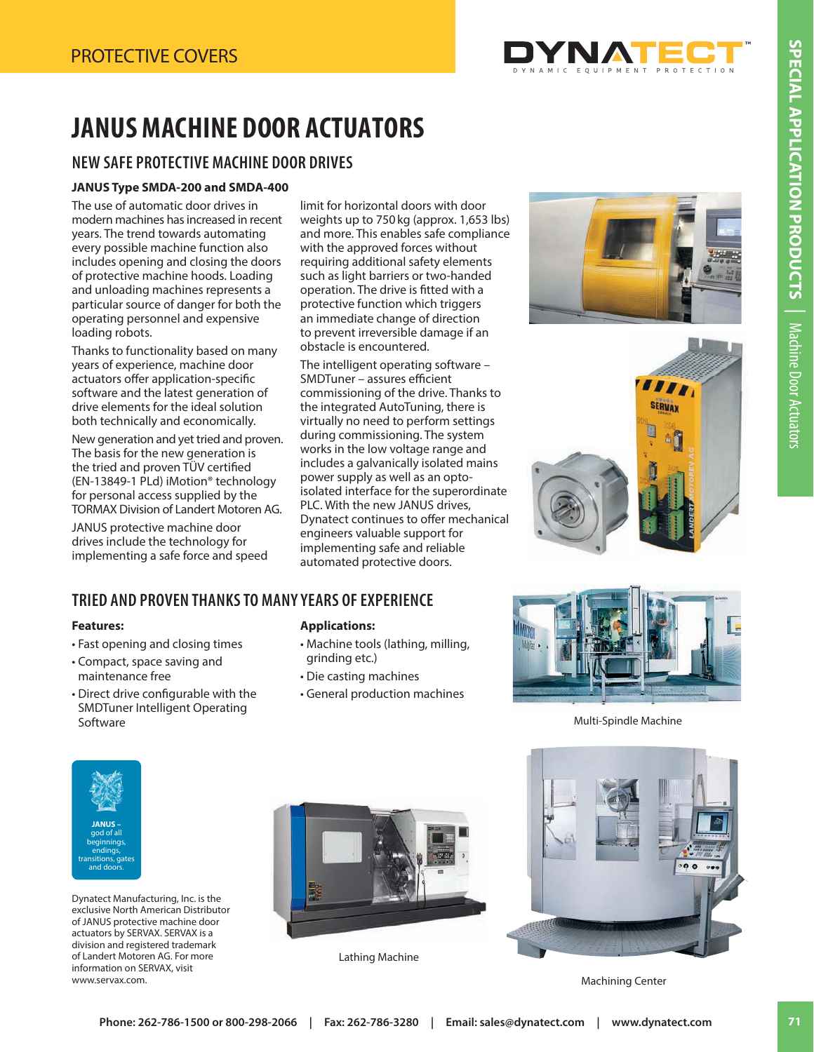PROTECTIVE COVERS

# JANUS MACHINE DOOR ACTUATORS

## NEW SAFE PROTECTIVE MACHINE DOOR DRIVES

**JANUS Type SMDA-200 and SMDA-400**

The use of automatic door drives in modern machines has increased in recent years. The trend towards automating every possible machine function also includes opening and closing the doors of protective machine hoods. Loading and unloading machines represents a particular source of danger for both the operating personnel and expensive loading robots.

Thanks to functionality based on many years of experience, machine door actuators offer application-specific software and the latest generation of drive elements for the ideal solution both technically and economically.

New generation and yet tried and proven. The basis for the new generation is the tried and proven TÜV certified (EN-13849-1 PLd) iMotion® technology for personal access supplied by the TORMAX Division of Landert Motoren AG.

JANUS protective machine door drives include the technology for implementing a safe force and speed limit for horizontal doors with door weights up to 750 kg (approx. 1,653 lbs) and more. This enables safe compliance with the approved forces without requiring additional safety elements such as light barriers or two-handed operation. The drive is fitted with a protective function which triggers an immediate change of direction to prevent irreversible damage if an obstacle is encountered.

The intelligent operating software – SMDTuner – assures efficient commissioning of the drive. Thanks to the integrated AutoTuning, there is virtually no need to perform settings during commissioning. The system works in the low voltage range and includes a galvanically isolated mains power supply as well as an opto-isolated interface for the superordinate PLC. With the new JANUS drives, Dynatect continues to offer mechanical engineers valuable support for implementing safe and reliable automated protective doors.

## TRIED AND PROVEN THANKS TO MANY YEARS OF EXPERIENCE

**Features:**

- Fast opening and closing times
- Compact, space saving and maintenance free
- Direct drive configurable with the SMDTuner Intelligent Operating Software

**Applications:**

- Machine tools (lathing, milling, grinding etc.)
- Die casting machines
- General production machines

Multi-Spindle Machine

JANUS – god of all beginnings, endings, transitions, gates and doors.

Dynatect Manufacturing, Inc. is the exclusive North American Distributor of JANUS protective machine door actuators by SERVAX. SERVAX is a division and registered trademark of Landert Motoren AG. For more information on SERVAX, visit www.servax.com.

Lathing Machine

Machining Center

Phone: 262-786-1500 or 800-298-2066 | Fax: 262-786-3280 | Email: sales@dynatect.com | www.dynatect.com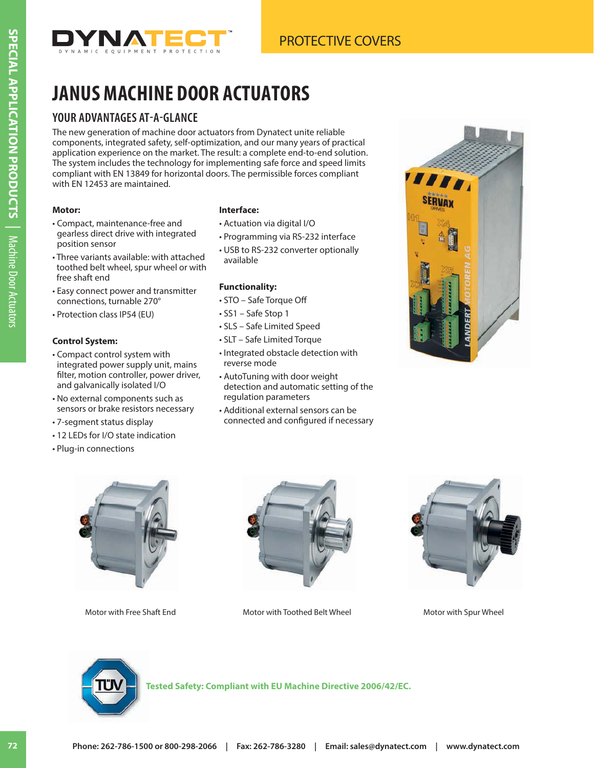# JANUS MACHINE DOOR ACTUATORS

## YOUR ADVANTAGES AT-A-GLANCE

The new generation of machine door actuators from Dynatect unite reliable components, integrated safety, self-optimization, and our many years of practical application experience on the market. The result: a complete end-to-end solution. The system includes the technology for implementing safe force and speed limits compliant with EN 13849 for horizontal doors. The permissible forces compliant with EN 12453 are maintained.

**Motor:**

- Compact, maintenance-free and gearless direct drive with integrated position sensor
- Three variants available: with attached toothed belt wheel, spur wheel or with free shaft end
- Easy connect power and transmitter connections, turnable 270°
- Protection class IP54 (EU)

**Control System:**

- Compact control system with integrated power supply unit, mains filter, motion controller, power driver, and galvanically isolated I/O
- No external components such as sensors or brake resistors necessary
- 7-segment status display
- 12 LEDs for I/O state indication
- Plug-in connections

**Interface:**

- Actuation via digital I/O
- Programming via RS-232 interface
- USB to RS-232 converter optionally available

**Functionality:**

- STO – Safe Torque Off
- SS1 – Safe Stop 1
- SLS – Safe Limited Speed
- SLT – Safe Limited Torque
- Integrated obstacle detection with reverse mode
- AutoTuning with door weight detection and automatic setting of the regulation parameters
- Additional external sensors can be connected and configured if necessary

Motor with Free Shaft End

Motor with Toothed Belt Wheel

Motor with Spur Wheel

**Tested Safety: Compliant with EU Machine Directive 2006/42/EC.**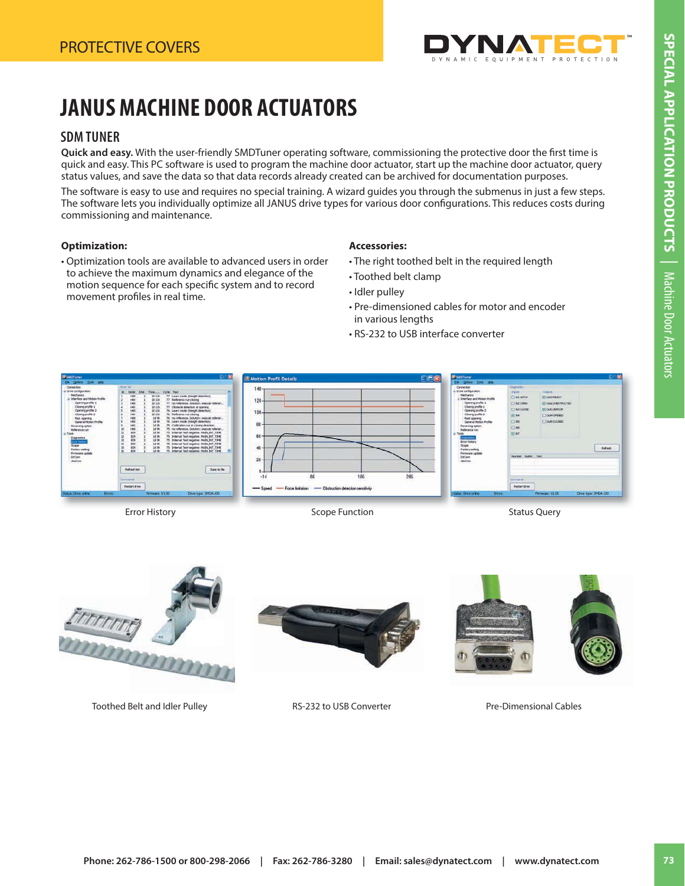# JANUS MACHINE DOOR ACTUATORS

## SDM TUNER

**Quick and easy.** With the user-friendly SMDTuner operating software, commissioning the protective door the first time is quick and easy. This PC software is used to program the machine door actuator, start up the machine door actuator, query status values, and save the data so that data records already created can be archived for documentation purposes.

The software is easy to use and requires no special training. A wizard guides you through the submenus in just a few steps. The software lets you individually optimize all JANUS drive types for various door configurations. This reduces costs during commissioning and maintenance.

**Optimization:**

- Optimization tools are available to advanced users in order to achieve the maximum dynamics and elegance of the motion sequence for each specific system and to record movement profiles in real time.

**Accessories:**

- The right toothed belt in the required length
- Toothed belt clamp
- Idler pulley
- Pre-dimensioned cables for motor and encoder in various lengths
- RS-232 to USB interface converter

Error History

Scope Function

Status Query

Toothed Belt and Idler Pulley

RS-232 to USB Converter

Pre-Dimensional Cables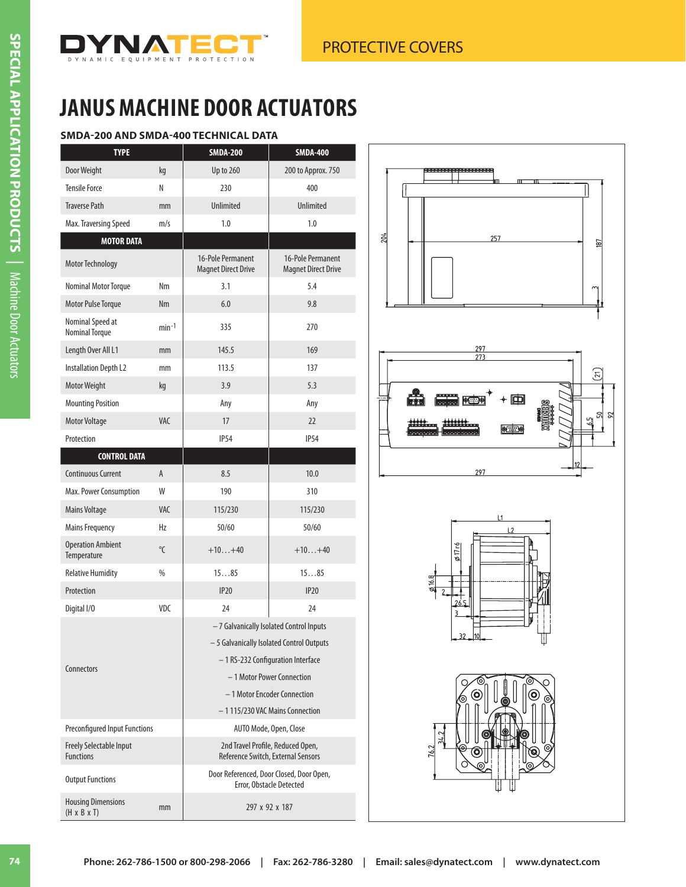# JANUS MACHINE DOOR ACTUATORS

### SMDA-200 AND SMDA-400 TECHNICAL DATA

| TYPE | | SMDA-200 | SMDA-400 |
|---|---|---|---|
| Door Weight | kg | Up to 260 | 200 to Approx. 750 |
| Tensile Force | N | 230 | 400 |
| Traverse Path | mm | Unlimited | Unlimited |
| Max. Traversing Speed | m/s | 1.0 | 1.0 |
| **MOTOR DATA** | | | |
| Motor Technology | | 16-Pole Permanent Magnet Direct Drive | 16-Pole Permanent Magnet Direct Drive |
| Nominal Motor Torque | Nm | 3.1 | 5.4 |
| Motor Pulse Torque | Nm | 6.0 | 9.8 |
| Nominal Speed at Nominal Torque | $min^{-1}$ | 335 | 270 |
| Length Over All L1 | mm | 145.5 | 169 |
| Installation Depth L2 | mm | 113.5 | 137 |
| Motor Weight | kg | 3.9 | 5.3 |
| Mounting Position | | Any | Any |
| Motor Voltage | VAC | 17 | 22 |
| Protection | | IP54 | IP54 |
| **CONTROL DATA** | | | |
| Continuous Current | A | 8.5 | 10.0 |
| Max. Power Consumption | W | 190 | 310 |
| Mains Voltage | VAC | 115/230 | 115/230 |
| Mains Frequency | Hz | 50/60 | 50/60 |
| Operation Ambient Temperature | °C | +10…+40 | +10…+40 |
| Relative Humidity | % | 15…85 | 15…85 |
| Protection | | IP20 | IP20 |
| Digital I/O | VDC | 24 | 24 |
| Connectors | | – 7 Galvanically Isolated Control Inputs<br>– 5 Galvanically Isolated Control Outputs<br>– 1 RS-232 Configuration Interface<br>– 1 Motor Power Connection<br>– 1 Motor Encoder Connection<br>– 1 115/230 VAC Mains Connection | |
| Preconfigured Input Functions | | AUTO Mode, Open, Close | |
| Freely Selectable Input Functions | | 2nd Travel Profile, Reduced Open, Reference Switch, External Sensors | |
| Output Functions | | Door Referenced, Door Closed, Door Open, Error, Obstacle Detected | |
| Housing Dimensions (H x B x T) | mm | 297 x 92 x 187 | |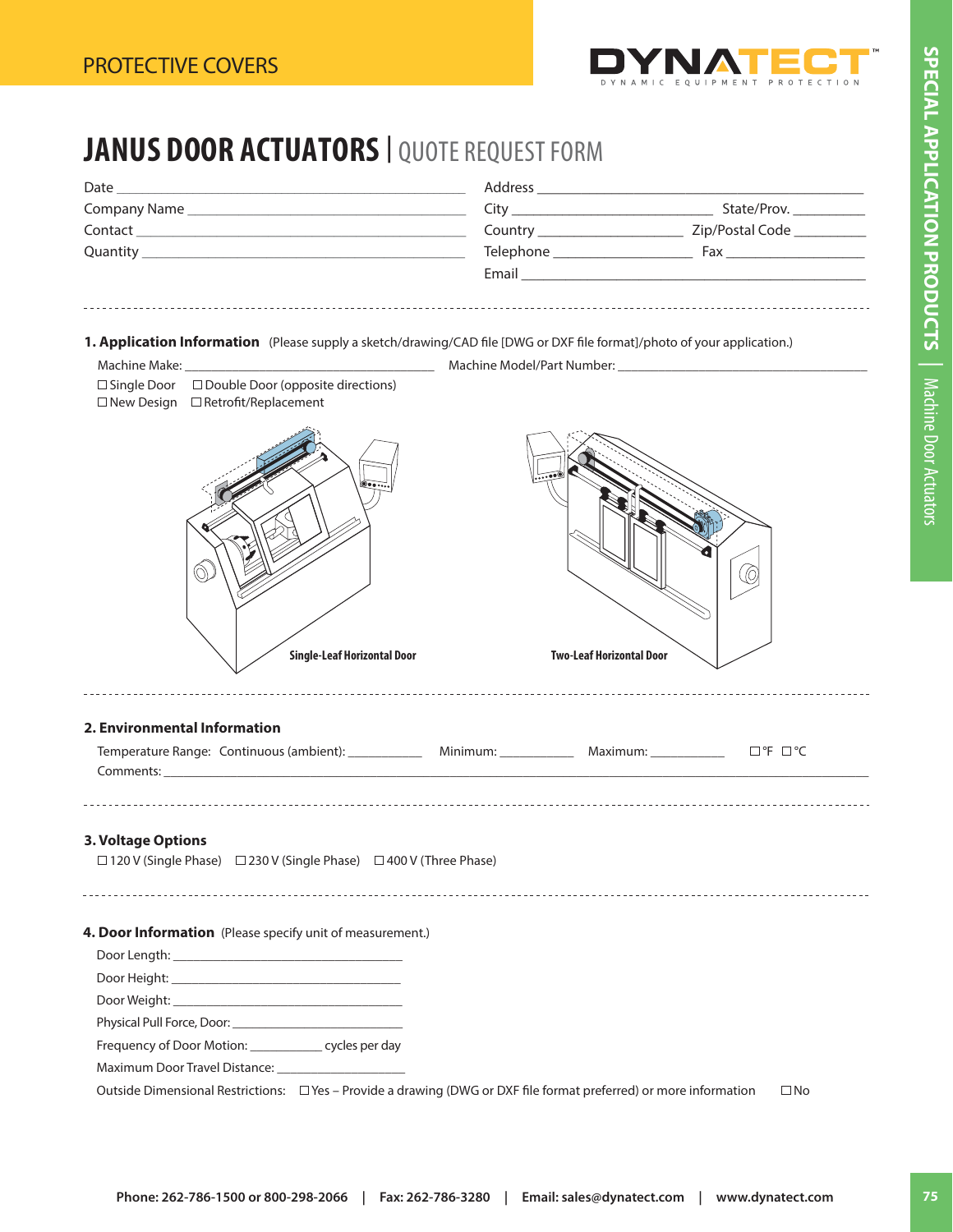PROTECTIVE COVERS

# JANUS DOOR ACTUATORS | QUOTE REQUEST FORM

Date ____________________________________________

Company Name ____________________________________

Contact _________________________________________

Quantity ________________________________________

Address _________________________________________

City ___________________________ State/Prov. __________

Country _____________________ Zip/Postal Code __________

Telephone ___________________ Fax ___________________

Email ___________________________________________

## 1. Application Information (Please supply a sketch/drawing/CAD file [DWG or DXF file format]/photo of your application.)

Machine Make: _________________________________ Machine Model/Part Number: _________________________________

☐ Single Door ☐ Double Door (opposite directions)

☐ New Design ☐ Retrofit/Replacement

Single-Leaf Horizontal Door

Two-Leaf Horizontal Door

## 2. Environmental Information

Temperature Range: Continuous (ambient): ___________ Minimum: ___________ Maximum: ___________ ☐ °F ☐ °C

Comments: ____________________________________________________________________________________

## 3. Voltage Options

☐ 120 V (Single Phase) ☐ 230 V (Single Phase) ☐ 400 V (Three Phase)

## 4. Door Information (Please specify unit of measurement.)

Door Length: ___________________________________

Door Height: ___________________________________

Door Weight: ___________________________________

Physical Pull Force, Door: _______________________

Frequency of Door Motion: ___________ cycles per day

Maximum Door Travel Distance: __________________

Outside Dimensional Restrictions: ☐ Yes – Provide a drawing (DWG or DXF file format preferred) or more information ☐ No

Phone: 262-786-1500 or 800-298-2066 | Fax: 262-786-3280 | Email: sales@dynatect.com | www.dynatect.com